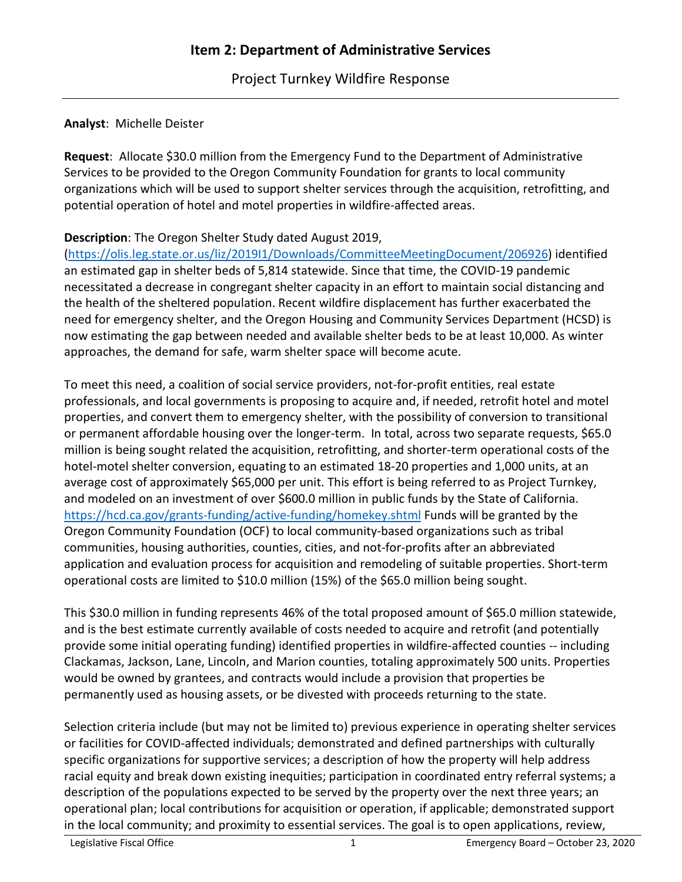## Item 2: Department of Administrative Services

Project Turnkey Wildfire Response

---

**Analyst**: Michelle Deister

**Request**: Allocate $30.0 million from the Emergency Fund to the Department of Administrative Services to be provided to the Oregon Community Foundation for grants to local community organizations which will be used to support shelter services through the acquisition, retrofitting, and potential operation of hotel and motel properties in wildfire-affected areas.

**Description**: The Oregon Shelter Study dated August 2019, (https://olis.leg.state.or.us/liz/2019I1/Downloads/CommitteeMeetingDocument/206926) identified an estimated gap in shelter beds of 5,814 statewide. Since that time, the COVID-19 pandemic necessitated a decrease in congregant shelter capacity in an effort to maintain social distancing and the health of the sheltered population. Recent wildfire displacement has further exacerbated the need for emergency shelter, and the Oregon Housing and Community Services Department (HCSD) is now estimating the gap between needed and available shelter beds to be at least 10,000. As winter approaches, the demand for safe, warm shelter space will become acute.

To meet this need, a coalition of social service providers, not-for-profit entities, real estate professionals, and local governments is proposing to acquire and, if needed, retrofit hotel and motel properties, and convert them to emergency shelter, with the possibility of conversion to transitional or permanent affordable housing over the longer-term. In total, across two separate requests, $65.0 million is being sought related the acquisition, retrofitting, and shorter-term operational costs of the hotel-motel shelter conversion, equating to an estimated 18-20 properties and 1,000 units, at an average cost of approximately $65,000 per unit. This effort is being referred to as Project Turnkey, and modeled on an investment of over $600.0 million in public funds by the State of California. https://hcd.ca.gov/grants-funding/active-funding/homekey.shtml Funds will be granted by the Oregon Community Foundation (OCF) to local community-based organizations such as tribal communities, housing authorities, counties, cities, and not-for-profits after an abbreviated application and evaluation process for acquisition and remodeling of suitable properties. Short-term operational costs are limited to $10.0 million (15%) of the $65.0 million being sought.

This $30.0 million in funding represents 46% of the total proposed amount of $65.0 million statewide, and is the best estimate currently available of costs needed to acquire and retrofit (and potentially provide some initial operating funding) identified properties in wildfire-affected counties -- including Clackamas, Jackson, Lane, Lincoln, and Marion counties, totaling approximately 500 units. Properties would be owned by grantees, and contracts would include a provision that properties be permanently used as housing assets, or be divested with proceeds returning to the state.

Selection criteria include (but may not be limited to) previous experience in operating shelter services or facilities for COVID-affected individuals; demonstrated and defined partnerships with culturally specific organizations for supportive services; a description of how the property will help address racial equity and break down existing inequities; participation in coordinated entry referral systems; a description of the populations expected to be served by the property over the next three years; an operational plan; local contributions for acquisition or operation, if applicable; demonstrated support in the local community; and proximity to essential services. The goal is to open applications, review,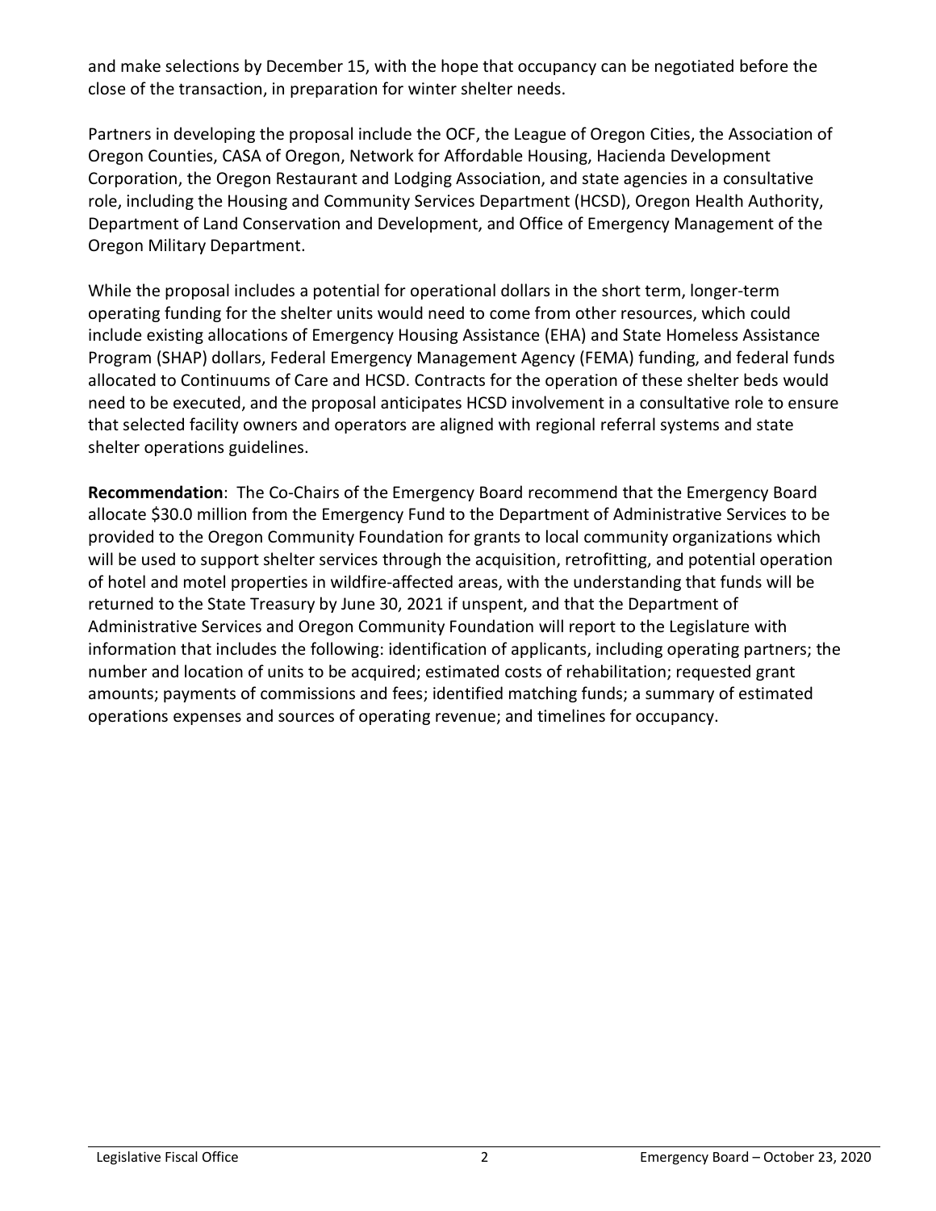and make selections by December 15, with the hope that occupancy can be negotiated before the close of the transaction, in preparation for winter shelter needs.

Partners in developing the proposal include the OCF, the League of Oregon Cities, the Association of Oregon Counties, CASA of Oregon, Network for Affordable Housing, Hacienda Development Corporation, the Oregon Restaurant and Lodging Association, and state agencies in a consultative role, including the Housing and Community Services Department (HCSD), Oregon Health Authority, Department of Land Conservation and Development, and Office of Emergency Management of the Oregon Military Department.

While the proposal includes a potential for operational dollars in the short term, longer-term operating funding for the shelter units would need to come from other resources, which could include existing allocations of Emergency Housing Assistance (EHA) and State Homeless Assistance Program (SHAP) dollars, Federal Emergency Management Agency (FEMA) funding, and federal funds allocated to Continuums of Care and HCSD. Contracts for the operation of these shelter beds would need to be executed, and the proposal anticipates HCSD involvement in a consultative role to ensure that selected facility owners and operators are aligned with regional referral systems and state shelter operations guidelines.

**Recommendation**: The Co-Chairs of the Emergency Board recommend that the Emergency Board allocate $30.0 million from the Emergency Fund to the Department of Administrative Services to be provided to the Oregon Community Foundation for grants to local community organizations which will be used to support shelter services through the acquisition, retrofitting, and potential operation of hotel and motel properties in wildfire-affected areas, with the understanding that funds will be returned to the State Treasury by June 30, 2021 if unspent, and that the Department of Administrative Services and Oregon Community Foundation will report to the Legislature with information that includes the following: identification of applicants, including operating partners; the number and location of units to be acquired; estimated costs of rehabilitation; requested grant amounts; payments of commissions and fees; identified matching funds; a summary of estimated operations expenses and sources of operating revenue; and timelines for occupancy.